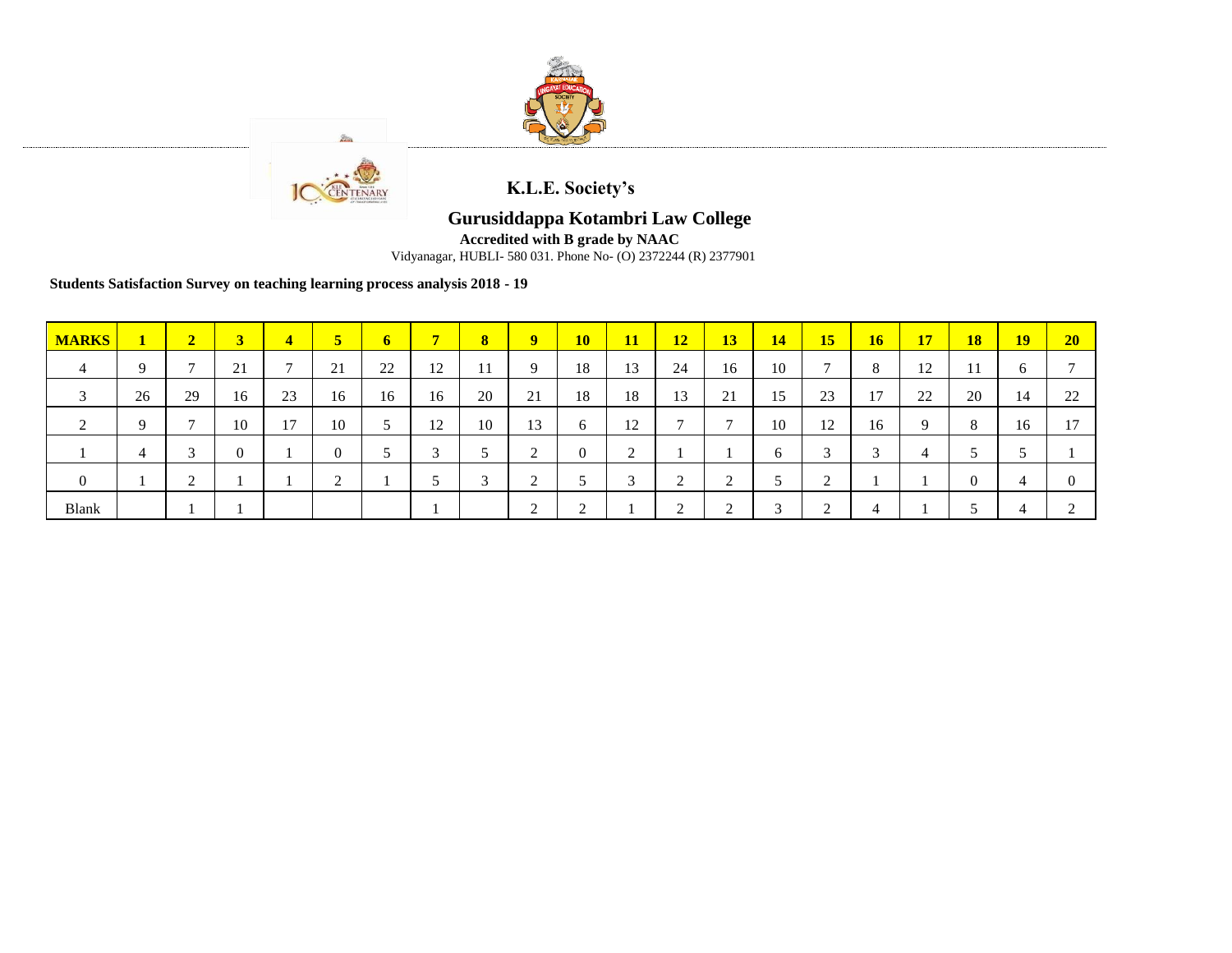**K.L.E. Society's**

## Gurusiddappa Kotambri Law College

**Accredited with B grade by NAAC**

Vidyanagar, HUBLI- 580 031. Phone No- (O) 2372244 (R) 2377901

**Students Satisfaction Survey on teaching learning process analysis 2018 - 19**

| MARKS | 1 | 2 | 3 | 4 | 5 | 6 | 7 | 8 | 9 | 10 | 11 | 12 | 13 | 14 | 15 | 16 | 17 | 18 | 19 | 20 |
|---|---|---|---|---|---|---|---|---|---|---|---|---|---|---|---|---|---|---|---|---|
| 4 | 9 | 7 | 21 | 7 | 21 | 22 | 12 | 11 | 9 | 18 | 13 | 24 | 16 | 10 | 7 | 8 | 12 | 11 | 6 | 7 |
| 3 | 26 | 29 | 16 | 23 | 16 | 16 | 16 | 20 | 21 | 18 | 18 | 13 | 21 | 15 | 23 | 17 | 22 | 20 | 14 | 22 |
| 2 | 9 | 7 | 10 | 17 | 10 | 5 | 12 | 10 | 13 | 6 | 12 | 7 | 7 | 10 | 12 | 16 | 9 | 8 | 16 | 17 |
| 1 | 4 | 3 | 0 | 1 | 0 | 5 | 3 | 5 | 2 | 0 | 2 | 1 | 1 | 6 | 3 | 3 | 4 | 5 | 5 | 1 |
| 0 | 1 | 2 | 1 | 1 | 2 | 1 | 5 | 3 | 2 | 5 | 3 | 2 | 2 | 5 | 2 | 1 | 1 | 0 | 4 | 0 |
| Blank | | 1 | 1 | | | | 1 | | 2 | 2 | 1 | 2 | 2 | 3 | 2 | 4 | 1 | 5 | 4 | 2 |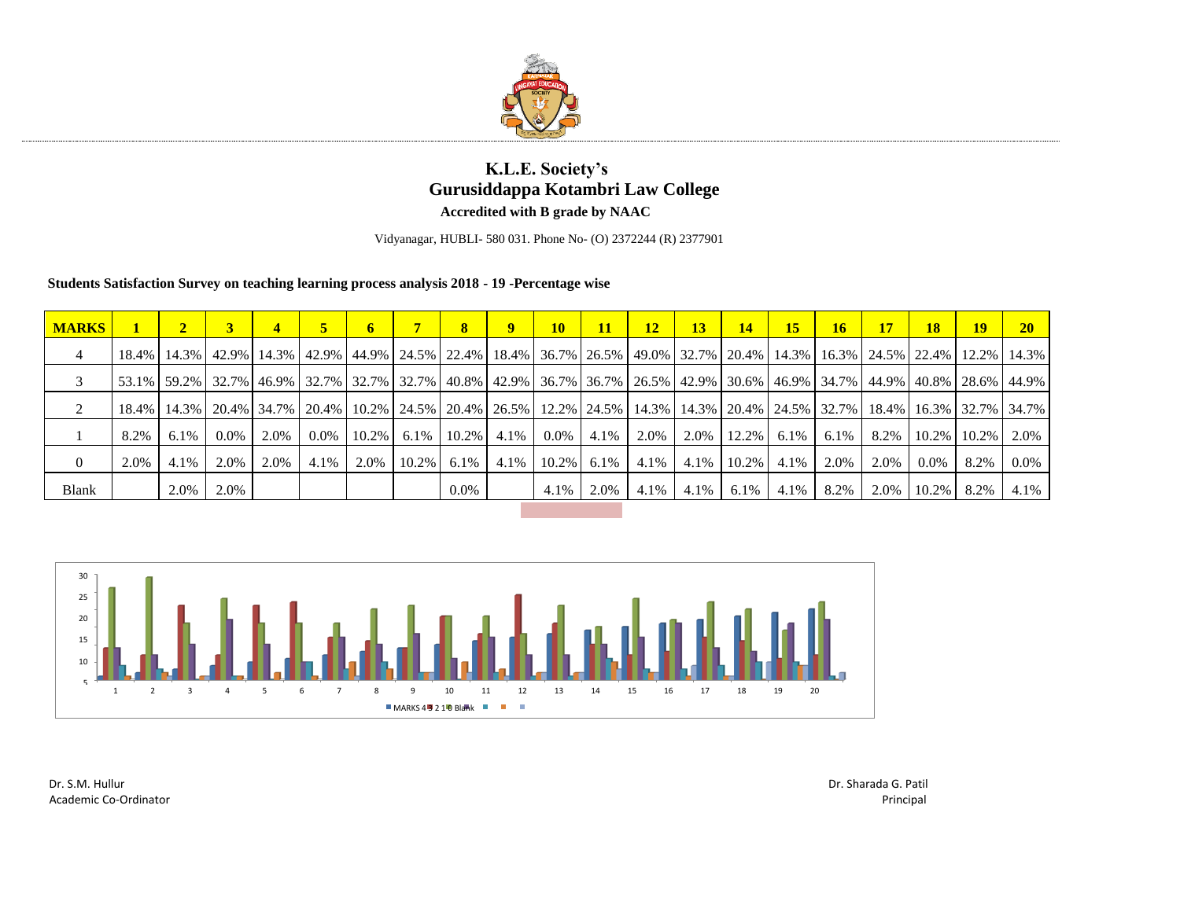# K.L.E. Society's
## Gurusiddappa Kotambri Law College
**Accredited with B grade by NAAC**

Vidyanagar, HUBLI- 580 031. Phone No- (O) 2372244 (R) 2377901

**Students Satisfaction Survey on teaching learning process analysis 2018 - 19 -Percentage wise**

| MARKS | 1 | 2 | 3 | 4 | 5 | 6 | 7 | 8 | 9 | 10 | 11 | 12 | 13 | 14 | 15 | 16 | 17 | 18 | 19 | 20 |
|---|---|---|---|---|---|---|---|---|---|---|---|---|---|---|---|---|---|---|---|---|
| 4 | 18.4% | 14.3% | 42.9% | 14.3% | 42.9% | 44.9% | 24.5% | 22.4% | 18.4% | 36.7% | 26.5% | 49.0% | 32.7% | 20.4% | 14.3% | 16.3% | 24.5% | 22.4% | 12.2% | 14.3% |
| 3 | 53.1% | 59.2% | 32.7% | 46.9% | 32.7% | 32.7% | 32.7% | 40.8% | 42.9% | 36.7% | 36.7% | 26.5% | 42.9% | 30.6% | 46.9% | 34.7% | 44.9% | 40.8% | 28.6% | 44.9% |
| 2 | 18.4% | 14.3% | 20.4% | 34.7% | 20.4% | 10.2% | 24.5% | 20.4% | 26.5% | 12.2% | 24.5% | 14.3% | 14.3% | 20.4% | 24.5% | 32.7% | 18.4% | 16.3% | 32.7% | 34.7% |
| 1 | 8.2% | 6.1% | 0.0% | 2.0% | 0.0% | 10.2% | 6.1% | 10.2% | 4.1% | 0.0% | 4.1% | 2.0% | 2.0% | 12.2% | 6.1% | 6.1% | 8.2% | 10.2% | 10.2% | 2.0% |
| 0 | 2.0% | 4.1% | 2.0% | 2.0% | 4.1% | 2.0% | 10.2% | 6.1% | 4.1% | 10.2% | 6.1% | 4.1% | 4.1% | 10.2% | 4.1% | 2.0% | 2.0% | 0.0% | 8.2% | 0.0% |
| Blank | | 2.0% | 2.0% | | | | | 0.0% | | 4.1% | 2.0% | 4.1% | 4.1% | 6.1% | 4.1% | 8.2% | 2.0% | 10.2% | 8.2% | 4.1% |

30
25
20
15
10
5

1 2 3 4 5 6 7 8 9 10 11 12 13 14 15 16 17 18 19 20

MARKS 4 3 2 1 0 Blank

Dr. S.M. Hullur
Academic Co-Ordinator

Dr. Sharada G. Patil
Principal